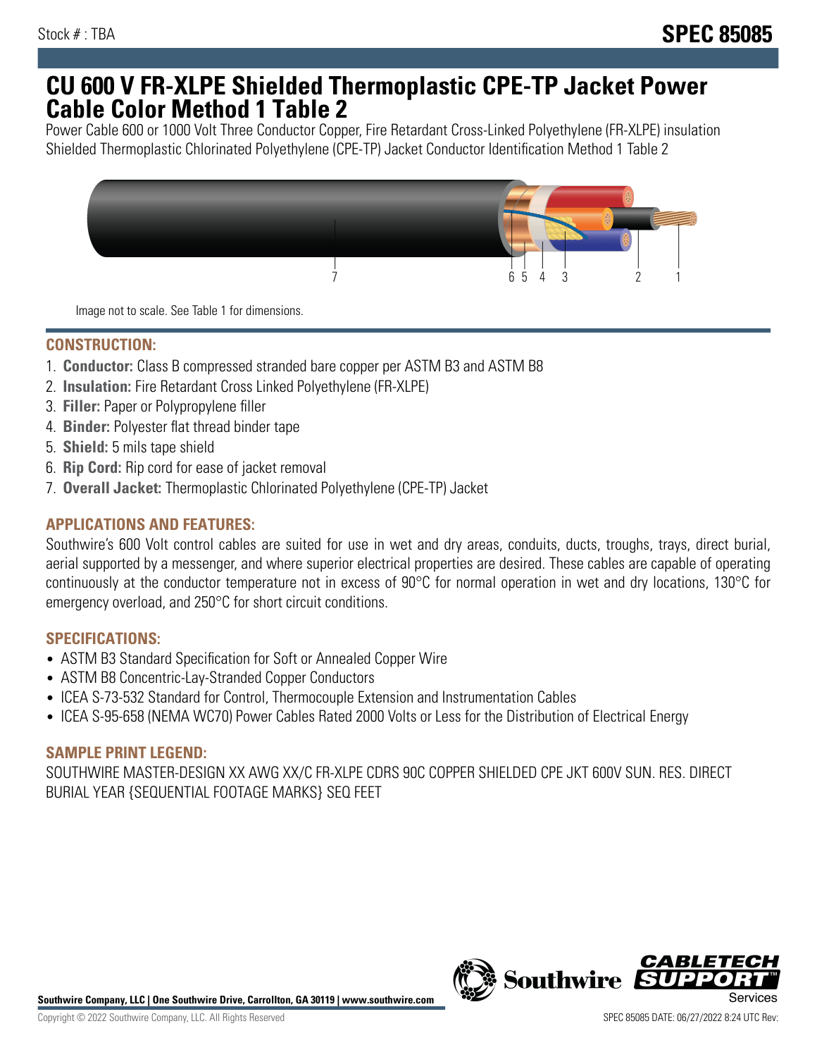Stock # : TBA

# SPEC 85085

# CU 600 V FR-XLPE Shielded Thermoplastic CPE-TP Jacket Power Cable Color Method 1 Table 2

Power Cable 600 or 1000 Volt Three Conductor Copper, Fire Retardant Cross-Linked Polyethylene (FR-XLPE) insulation Shielded Thermoplastic Chlorinated Polyethylene (CPE-TP) Jacket Conductor Identification Method 1 Table 2

Image not to scale. See Table 1 for dimensions.

## CONSTRUCTION:

1. **Conductor:** Class B compressed stranded bare copper per ASTM B3 and ASTM B8
2. **Insulation:** Fire Retardant Cross Linked Polyethylene (FR-XLPE)
3. **Filler:** Paper or Polypropylene filler
4. **Binder:** Polyester flat thread binder tape
5. **Shield:** 5 mils tape shield
6. **Rip Cord:** Rip cord for ease of jacket removal
7. **Overall Jacket:** Thermoplastic Chlorinated Polyethylene (CPE-TP) Jacket

## APPLICATIONS AND FEATURES:

Southwire's 600 Volt control cables are suited for use in wet and dry areas, conduits, ducts, troughs, trays, direct burial, aerial supported by a messenger, and where superior electrical properties are desired. These cables are capable of operating continuously at the conductor temperature not in excess of 90°C for normal operation in wet and dry locations, 130°C for emergency overload, and 250°C for short circuit conditions.

## SPECIFICATIONS:

- ASTM B3 Standard Specification for Soft or Annealed Copper Wire
- ASTM B8 Concentric-Lay-Stranded Copper Conductors
- ICEA S-73-532 Standard for Control, Thermocouple Extension and Instrumentation Cables
- ICEA S-95-658 (NEMA WC70) Power Cables Rated 2000 Volts or Less for the Distribution of Electrical Energy

## SAMPLE PRINT LEGEND:

SOUTHWIRE MASTER-DESIGN XX AWG XX/C FR-XLPE CDRS 90C COPPER SHIELDED CPE JKT 600V SUN. RES. DIRECT BURIAL YEAR {SEQUENTIAL FOOTAGE MARKS} SEQ FEET

Southwire Company, LLC | One Southwire Drive, Carrollton, GA 30119 | www.southwire.com

Copyright © 2022 Southwire Company, LLC. All Rights Reserved

SPEC 85085 DATE: 06/27/2022 8:24 UTC Rev: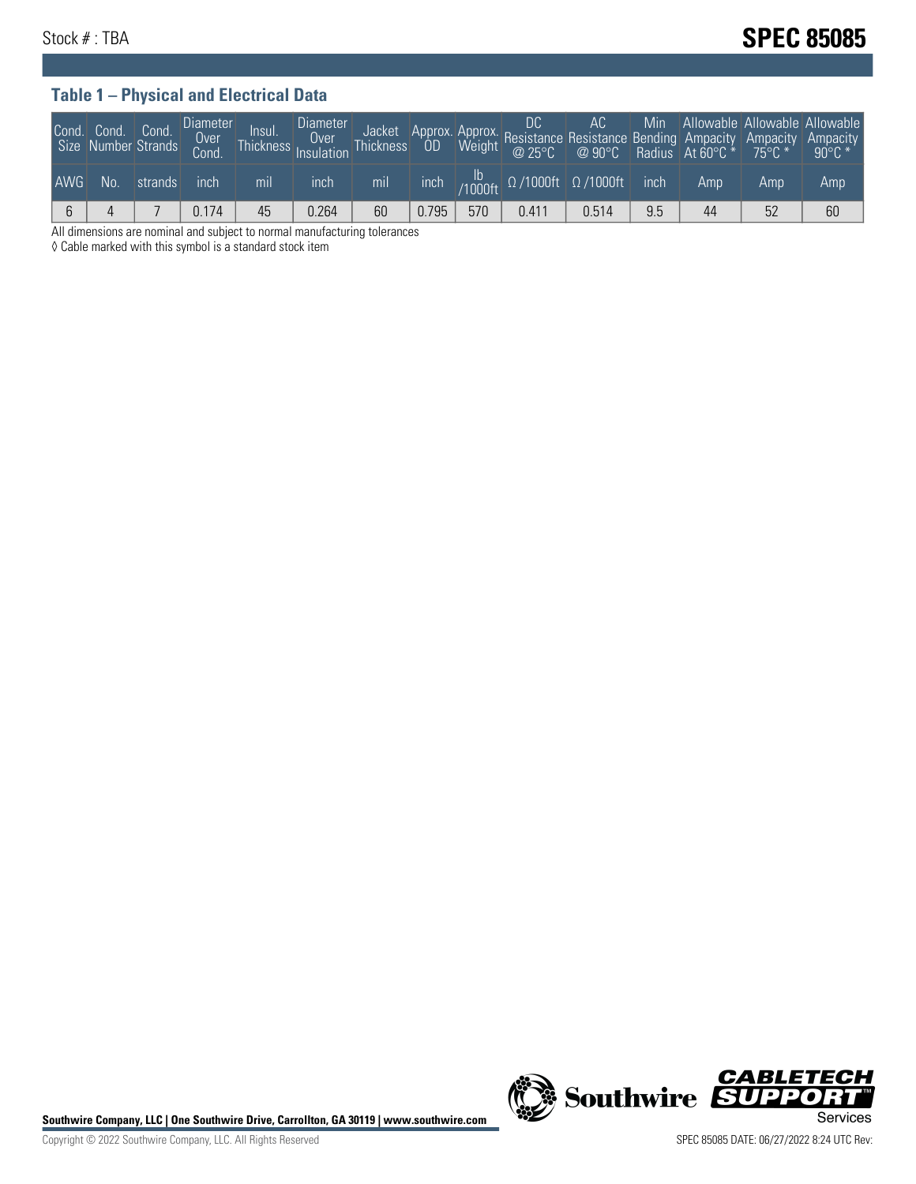### Table 1 – Physical and Electrical Data

| Cond. Size | Cond. Number | Cond. Strands | Diameter Over Cond. | Insul. Thickness | Diameter Over Insulation | Jacket Thickness | Approx. OD | Approx. Weight | DC Resistance @ 25°C | AC Resistance @ 90°C | Min Bending Radius | Allowable Ampacity At 60°C * | Allowable Ampacity 75°C * | Allowable Ampacity 90°C * |
|---|---|---|---|---|---|---|---|---|---|---|---|---|---|---|
| AWG | No. | strands | inch | mil | inch | mil | inch | lb /1000ft | Ω /1000ft | Ω /1000ft | inch | Amp | Amp | Amp |
| 6 | 4 | 7 | 0.174 | 45 | 0.264 | 60 | 0.795 | 570 | 0.411 | 0.514 | 9.5 | 44 | 52 | 60 |

All dimensions are nominal and subject to normal manufacturing tolerances

◊ Cable marked with this symbol is a standard stock item

**Southwire Company, LLC | One Southwire Drive, Carrollton, GA 30119 | www.southwire.com**

Copyright © 2022 Southwire Company, LLC. All Rights Reserved

SPEC 85085 DATE: 06/27/2022 8:24 UTC Rev: